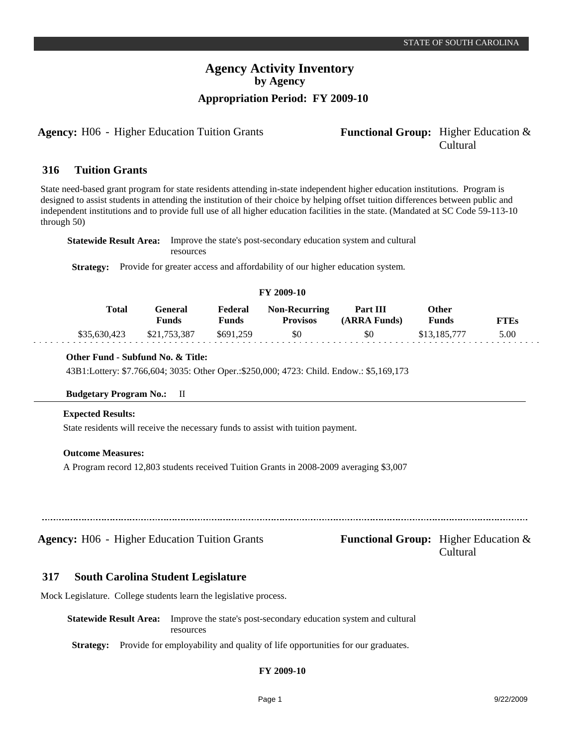# Agency Activity Inventory
## by Agency
### Appropriation Period: FY 2009-10

**Agency:** H06 - Higher Education Tuition Grants **Functional Group:** Higher Education & Cultural

## 316 Tuition Grants

State need-based grant program for state residents attending in-state independent higher education institutions. Program is designed to assist students in attending the institution of their choice by helping offset tuition differences between public and independent institutions and to provide full use of all higher education facilities in the state. (Mandated at SC Code 59-113-10 through 50)

**Statewide Result Area:** Improve the state's post-secondary education system and cultural resources

**Strategy:** Provide for greater access and affordability of our higher education system.

**FY 2009-10**

| Total | General Funds | Federal Funds | Non-Recurring Provisos | Part III (ARRA Funds) | Other Funds | FTEs |
|---|---|---|---|---|---|---|
| $35,630,423 | $21,753,387 | $691,259 | $0 | $0 | $13,185,777 | 5.00 |

**Other Fund - Subfund No. & Title:**

43B1:Lottery: $7.766,604; 3035: Other Oper.:$250,000; 4723: Child. Endow.: $5,169,173

**Budgetary Program No.:** II

**Expected Results:**

State residents will receive the necessary funds to assist with tuition payment.

**Outcome Measures:**

A Program record 12,803 students received Tuition Grants in 2008-2009 averaging $3,007

---

**Agency:** H06 - Higher Education Tuition Grants **Functional Group:** Higher Education & Cultural

## 317 South Carolina Student Legislature

Mock Legislature. College students learn the legislative process.

**Statewide Result Area:** Improve the state's post-secondary education system and cultural resources

**Strategy:** Provide for employability and quality of life opportunities for our graduates.

**FY 2009-10**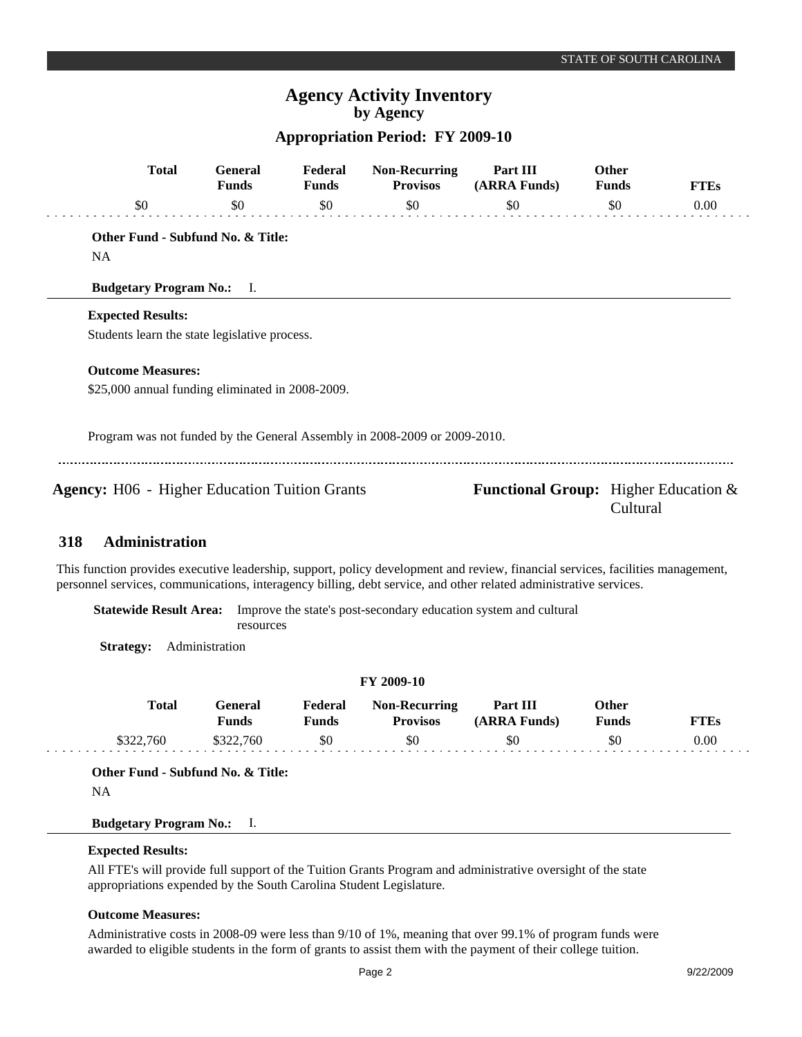# Agency Activity Inventory
## by Agency
### Appropriation Period: FY 2009-10

| Total | General Funds | Federal Funds | Non-Recurring Provisos | Part III (ARRA Funds) | Other Funds | FTEs |
|---|---|---|---|---|---|---|
| $0 | $0 | $0 | $0 | $0 | $0 | 0.00 |

**Other Fund - Subfund No. & Title:**

NA

**Budgetary Program No.:** I.

**Expected Results:**

Students learn the state legislative process.

**Outcome Measures:**

$25,000 annual funding eliminated in 2008-2009.

Program was not funded by the General Assembly in 2008-2009 or 2009-2010.

**Agency:** H06 - Higher Education Tuition Grants

**Functional Group:** Higher Education & Cultural

## 318 Administration

This function provides executive leadership, support, policy development and review, financial services, facilities management, personnel services, communications, interagency billing, debt service, and other related administrative services.

**Statewide Result Area:** Improve the state's post-secondary education system and cultural resources

**Strategy:** Administration

**FY 2009-10**

| Total | General Funds | Federal Funds | Non-Recurring Provisos | Part III (ARRA Funds) | Other Funds | FTEs |
|---|---|---|---|---|---|---|
| $322,760 | $322,760 | $0 | $0 | $0 | $0 | 0.00 |

**Other Fund - Subfund No. & Title:**

NA

**Budgetary Program No.:** I.

**Expected Results:**

All FTE's will provide full support of the Tuition Grants Program and administrative oversight of the state appropriations expended by the South Carolina Student Legislature.

**Outcome Measures:**

Administrative costs in 2008-09 were less than 9/10 of 1%, meaning that over 99.1% of program funds were awarded to eligible students in the form of grants to assist them with the payment of their college tuition.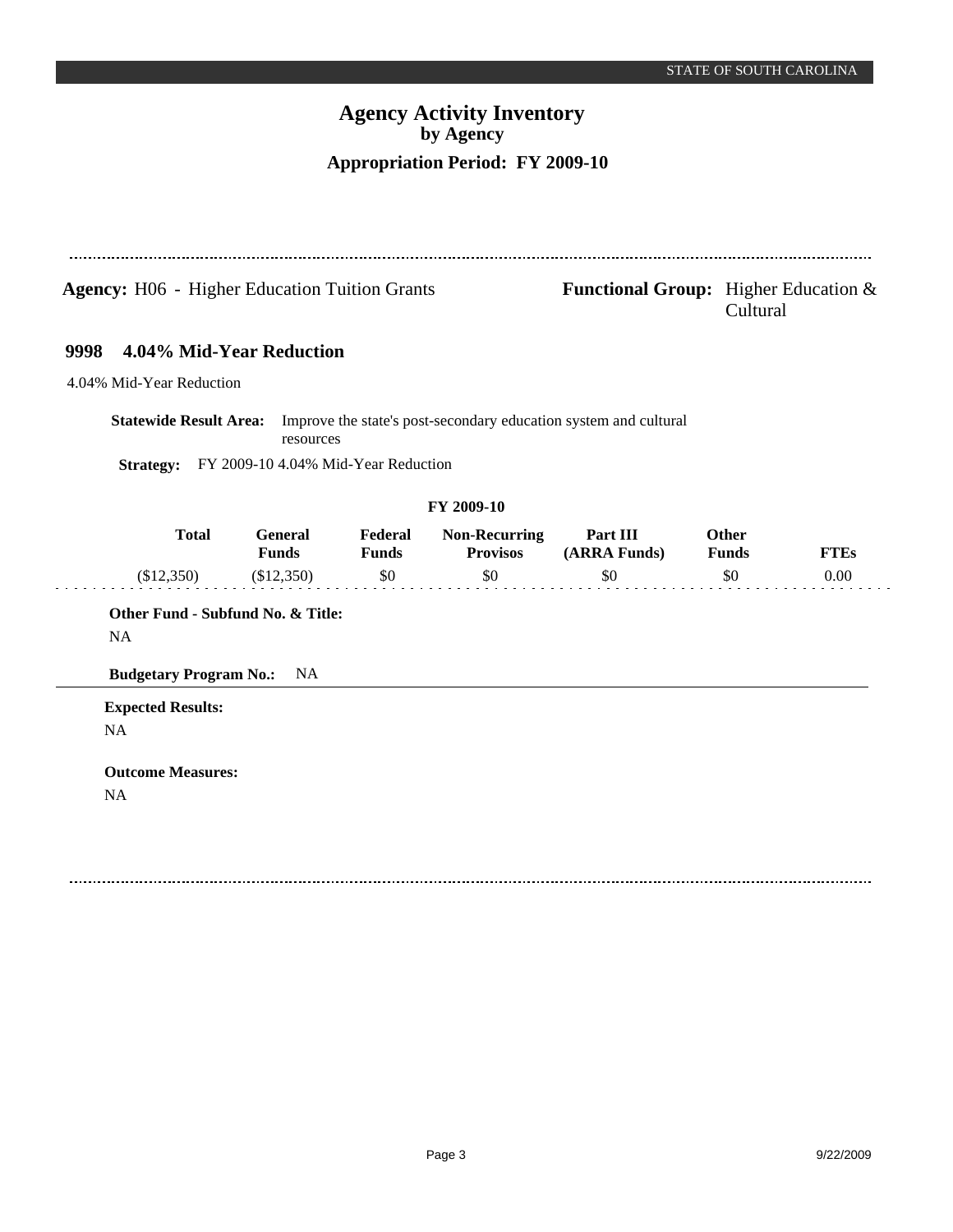**Agency:** H06 - Higher Education Tuition Grants

**Functional Group:** Higher Education & Cultural

## 9998 4.04% Mid-Year Reduction

4.04% Mid-Year Reduction

**Statewide Result Area:** Improve the state's post-secondary education system and cultural resources

**Strategy:** FY 2009-10 4.04% Mid-Year Reduction

**FY 2009-10**

| Total | General Funds | Federal Funds | Non-Recurring Provisos | Part III (ARRA Funds) | Other Funds | FTEs |
|---|---|---|---|---|---|---|
| ($12,350) | ($12,350) | $0 | $0 | $0 | $0 | 0.00 |

**Other Fund - Subfund No. & Title:**

NA

**Budgetary Program No.:** NA

**Expected Results:**

NA

**Outcome Measures:**

NA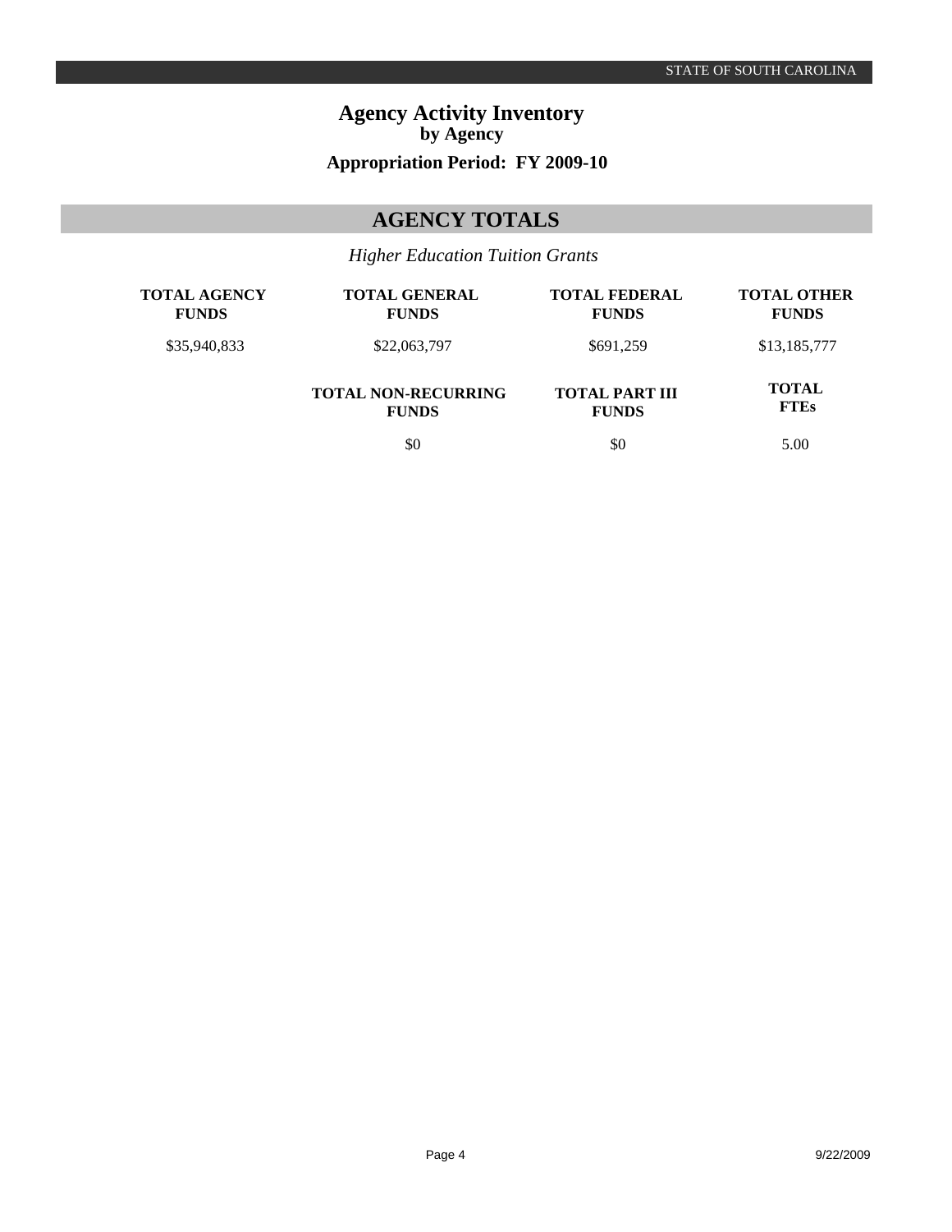# Agency Activity Inventory

**by Agency**

**Appropriation Period: FY 2009-10**

## AGENCY TOTALS

*Higher Education Tuition Grants*

| TOTAL AGENCY FUNDS | TOTAL GENERAL FUNDS | TOTAL FEDERAL FUNDS | TOTAL OTHER FUNDS |
|---|---|---|---|
| $35,940,833 | $22,063,797 | $691,259 | $13,185,777 |

| | TOTAL NON-RECURRING FUNDS | TOTAL PART III FUNDS | TOTAL FTEs |
|---|---|---|---|
| | $0 | $0 | 5.00 |